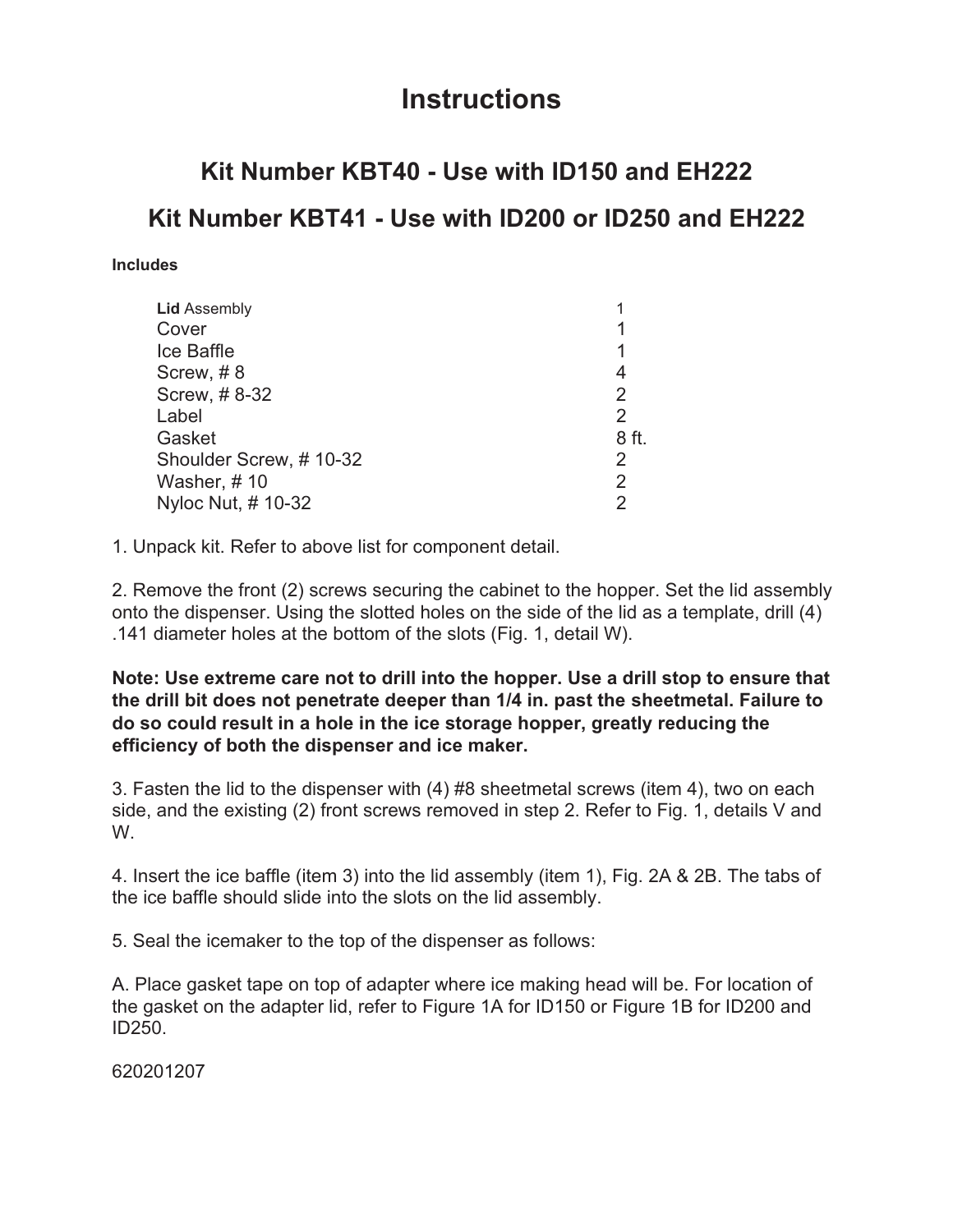# Instructions

## Kit Number KBT40 - Use with ID150 and EH222

## Kit Number KBT41 - Use with ID200 or ID250 and EH222

**Includes**

| | |
|---|---|
| **Lid** Assembly | 1 |
| Cover | 1 |
| Ice Baffle | 1 |
| Screw, # 8 | 4 |
| Screw, # 8-32 | 2 |
| Label | 2 |
| Gasket | 8 ft. |
| Shoulder Screw, # 10-32 | 2 |
| Washer, # 10 | 2 |
| Nyloc Nut, # 10-32 | 2 |

1. Unpack kit. Refer to above list for component detail.

2. Remove the front (2) screws securing the cabinet to the hopper. Set the lid assembly onto the dispenser. Using the slotted holes on the side of the lid as a template, drill (4) .141 diameter holes at the bottom of the slots (Fig. 1, detail W).

**Note: Use extreme care not to drill into the hopper. Use a drill stop to ensure that the drill bit does not penetrate deeper than 1/4 in. past the sheetmetal. Failure to do so could result in a hole in the ice storage hopper, greatly reducing the efficiency of both the dispenser and ice maker.**

3. Fasten the lid to the dispenser with (4) #8 sheetmetal screws (item 4), two on each side, and the existing (2) front screws removed in step 2. Refer to Fig. 1, details V and W.

4. Insert the ice baffle (item 3) into the lid assembly (item 1), Fig. 2A & 2B. The tabs of the ice baffle should slide into the slots on the lid assembly.

5. Seal the icemaker to the top of the dispenser as follows:

A. Place gasket tape on top of adapter where ice making head will be. For location of the gasket on the adapter lid, refer to Figure 1A for ID150 or Figure 1B for ID200 and ID250.

620201207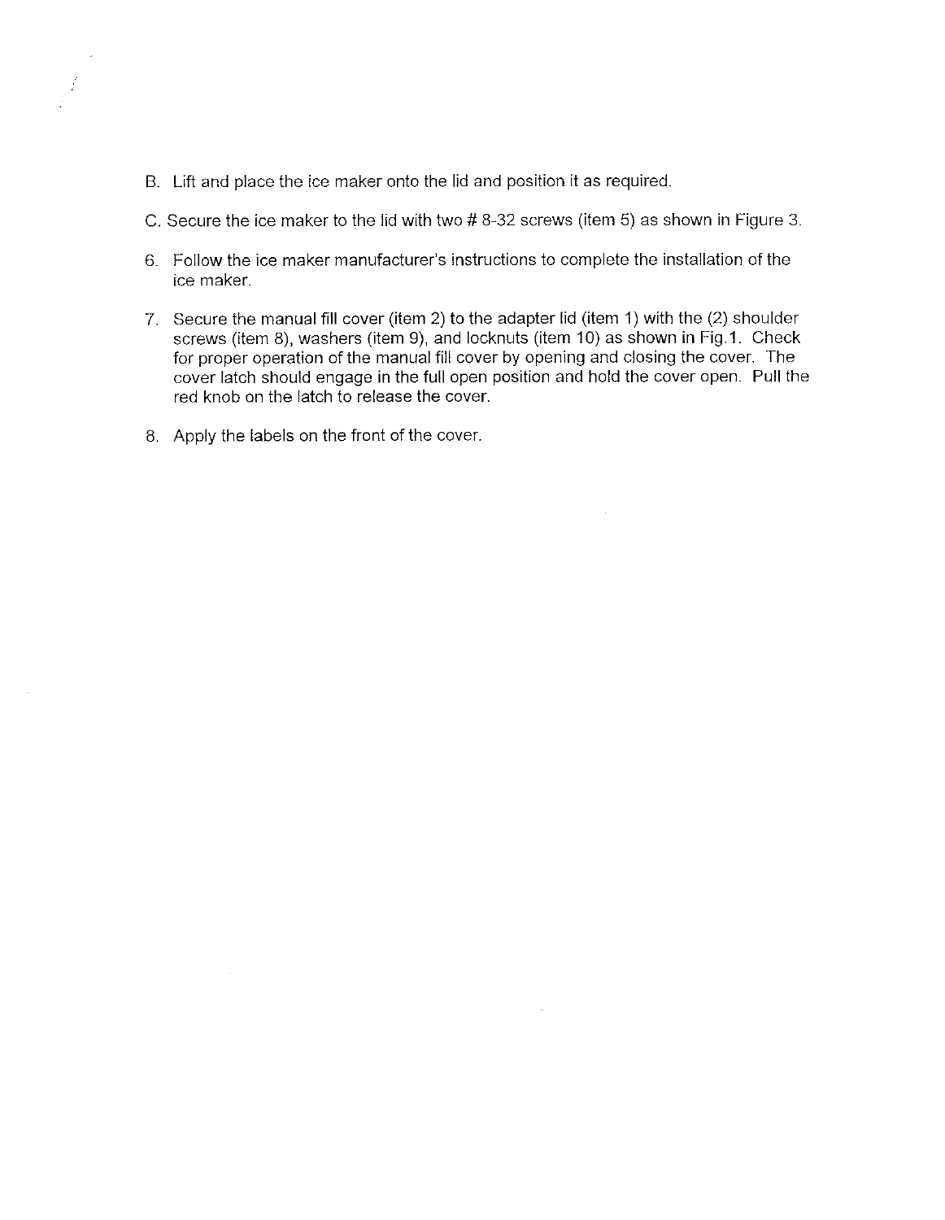B. Lift and place the ice maker onto the lid and position it as required.

C. Secure the ice maker to the lid with two # 8-32 screws (item 5) as shown in Figure 3.

6. Follow the ice maker manufacturer's instructions to complete the installation of the ice maker.

7. Secure the manual fill cover (item 2) to the adapter lid (item 1) with the (2) shoulder screws (item 8), washers (item 9), and locknuts (item 10) as shown in Fig.1. Check for proper operation of the manual fill cover by opening and closing the cover. The cover latch should engage in the full open position and hold the cover open. Pull the red knob on the latch to release the cover.

8. Apply the labels on the front of the cover.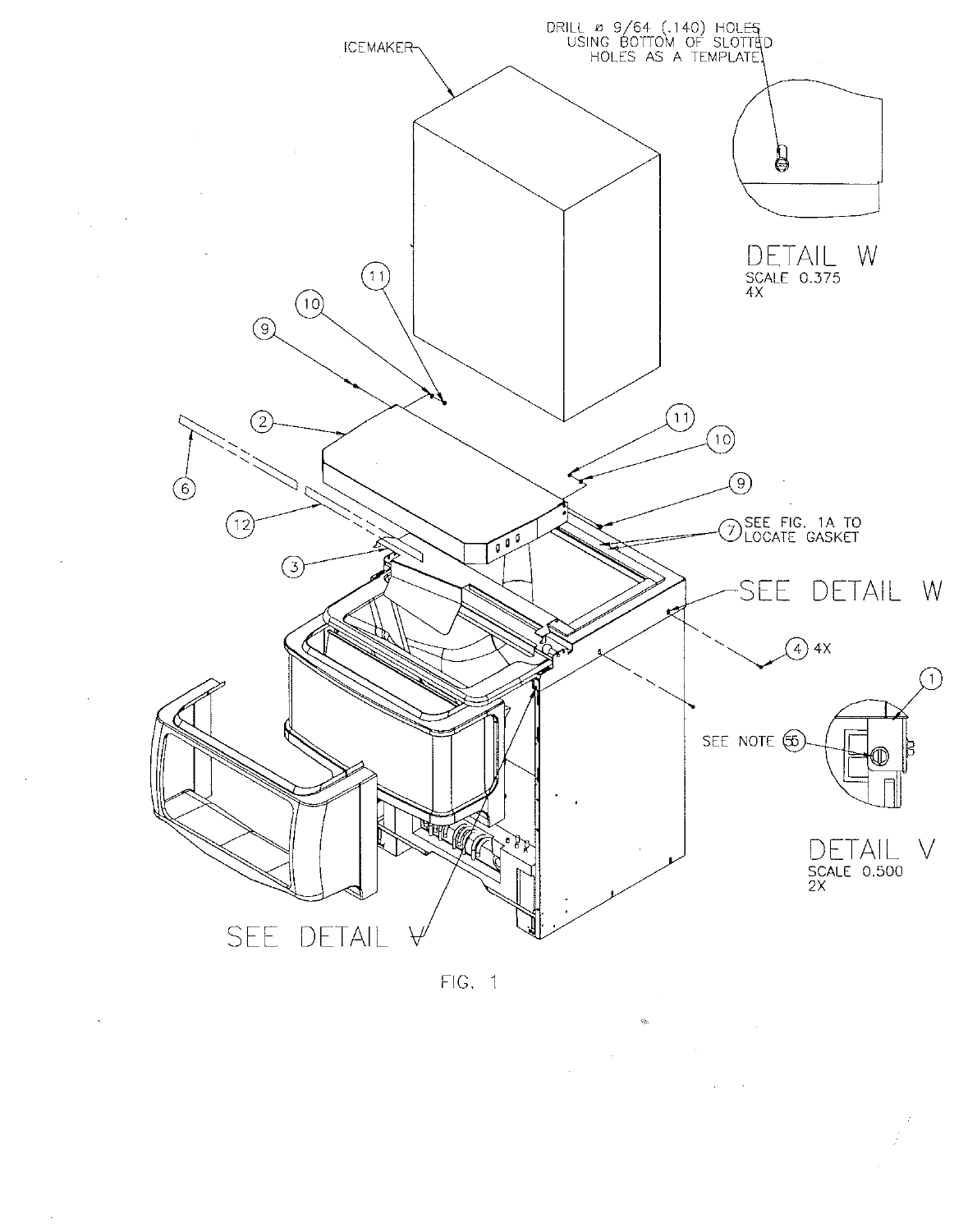ICEMAKER

DRILL ⌀ 9/64 (.140) HOLES USING BOTTOM OF SLOTTED HOLES AS A TEMPLATE

DETAIL W
SCALE 0.375
4X

11

10

9

2

6

12

3

11

10

9

7 SEE FIG. 1A TO LOCATE GASKET

SEE DETAIL W

4 4X

1

SEE NOTE 55

DETAIL V
SCALE 0.500
2X

SEE DETAIL V

FIG. 1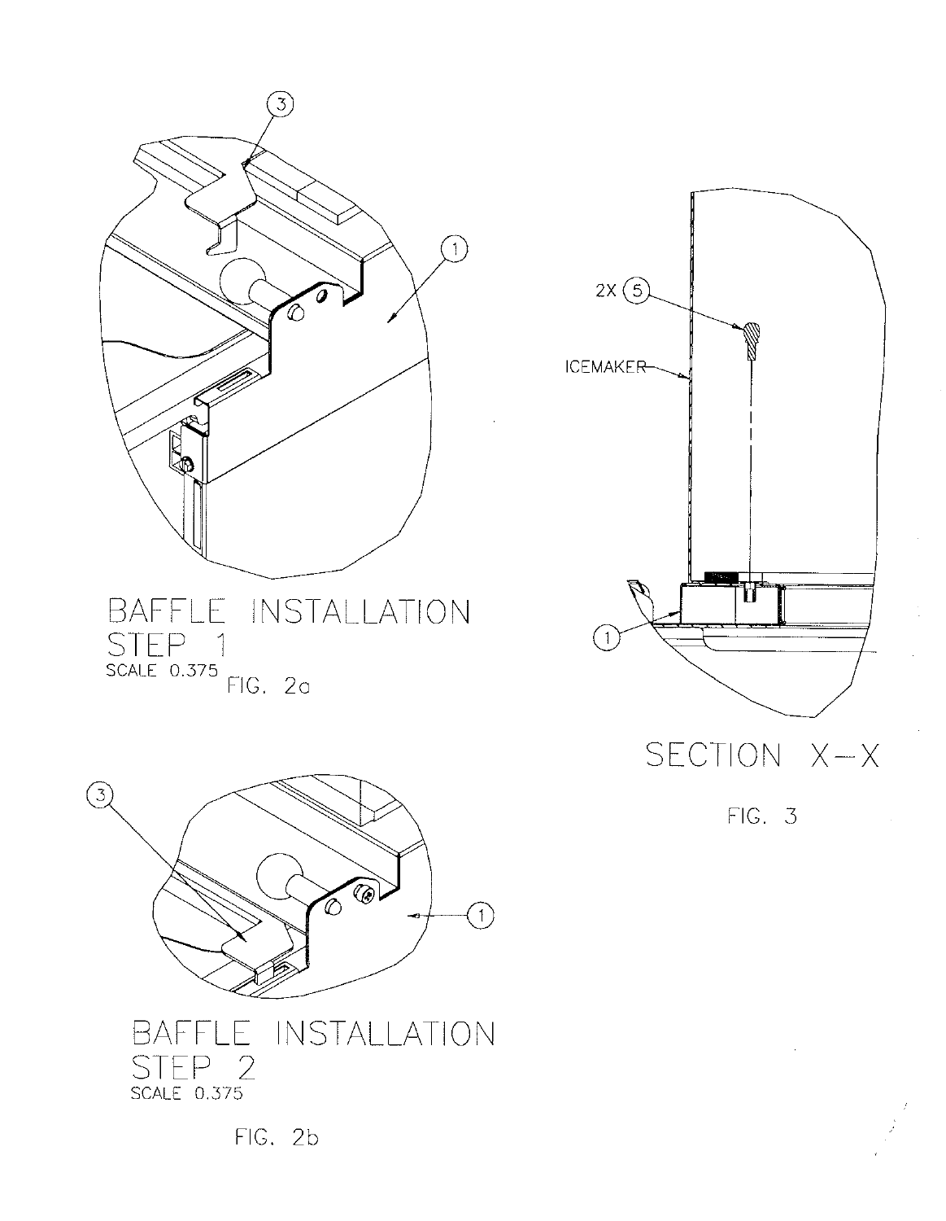BAFFLE INSTALLATION
STEP 1
SCALE 0.375
FIG. 2a

SECTION X–X

FIG. 3

BAFFLE INSTALLATION
STEP 2
SCALE 0.375

FIG. 2b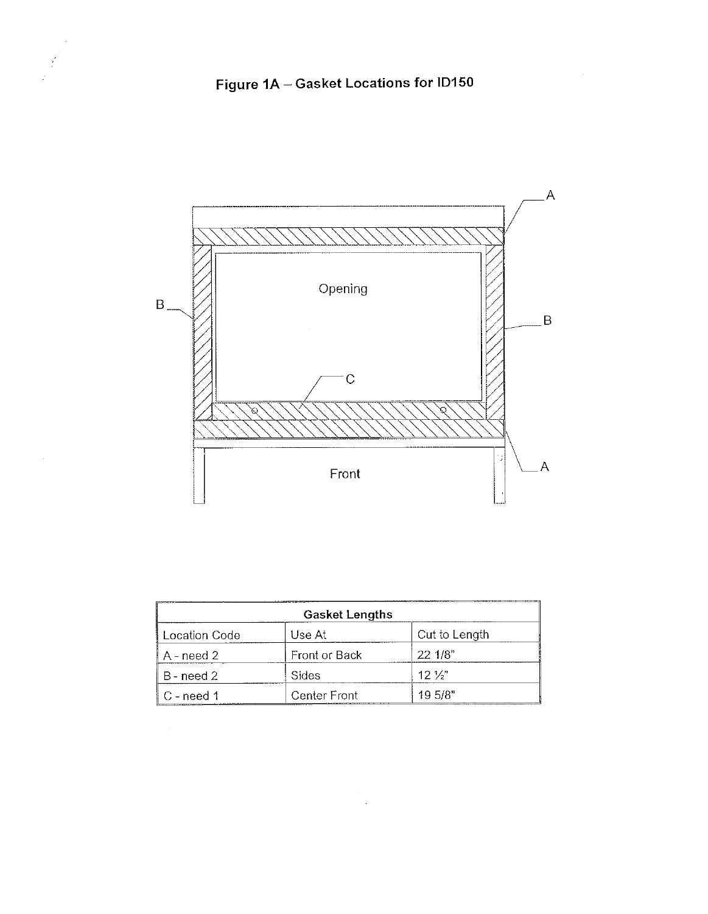# Figure 1A – Gasket Locations for ID150

| Gasket Lengths | | |
|---|---|---|
| Location Code | Use At | Cut to Length |
| A - need 2 | Front or Back | 22 1/8" |
| B - need 2 | Sides | 12 ½" |
| C - need 1 | Center Front | 19 5/8" |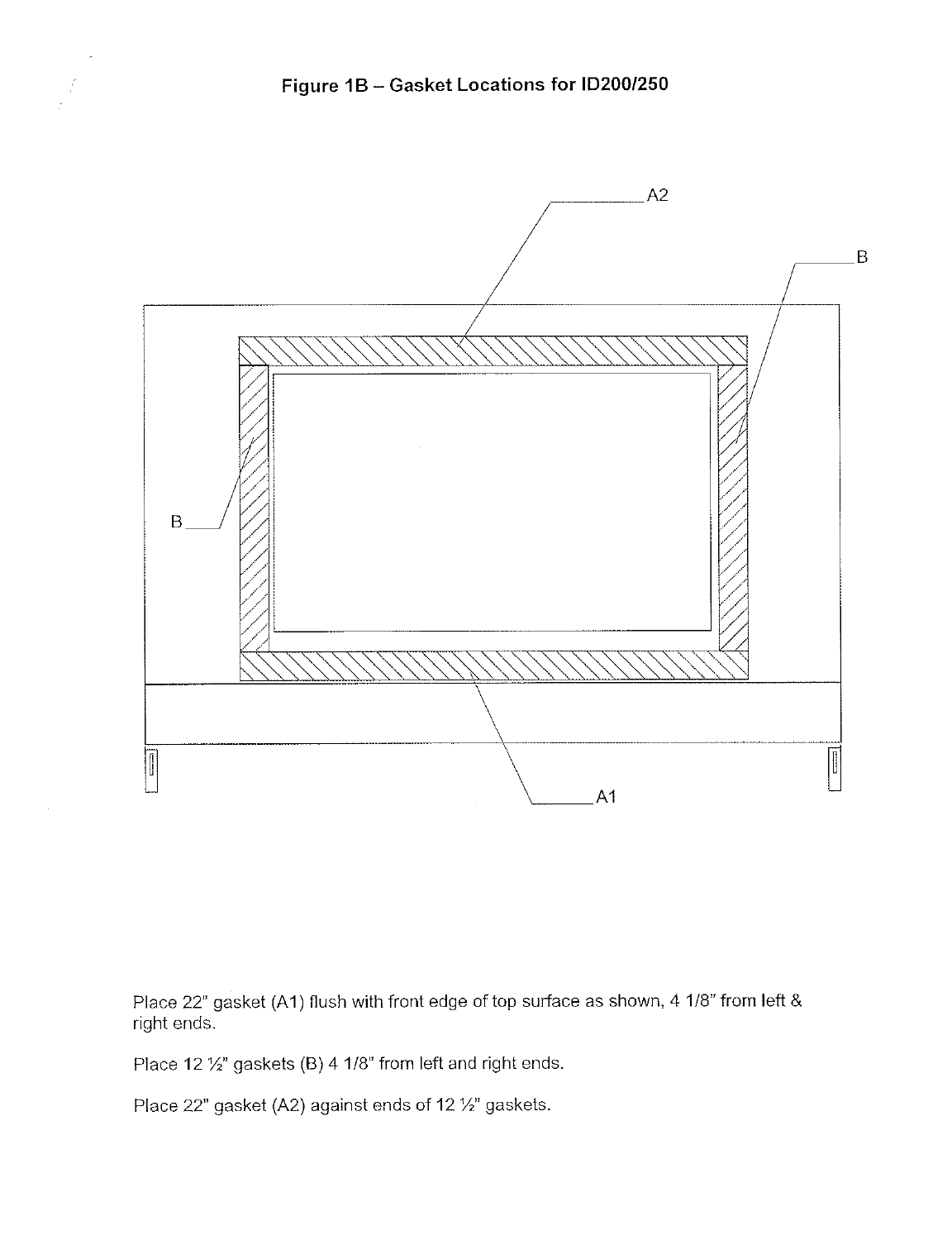# Figure 1B – Gasket Locations for ID200/250

A2

B

B

A1

Place 22" gasket (A1) flush with front edge of top surface as shown, 4 1/8" from left & right ends.

Place 12 ½" gaskets (B) 4 1/8" from left and right ends.

Place 22" gasket (A2) against ends of 12 ½" gaskets.